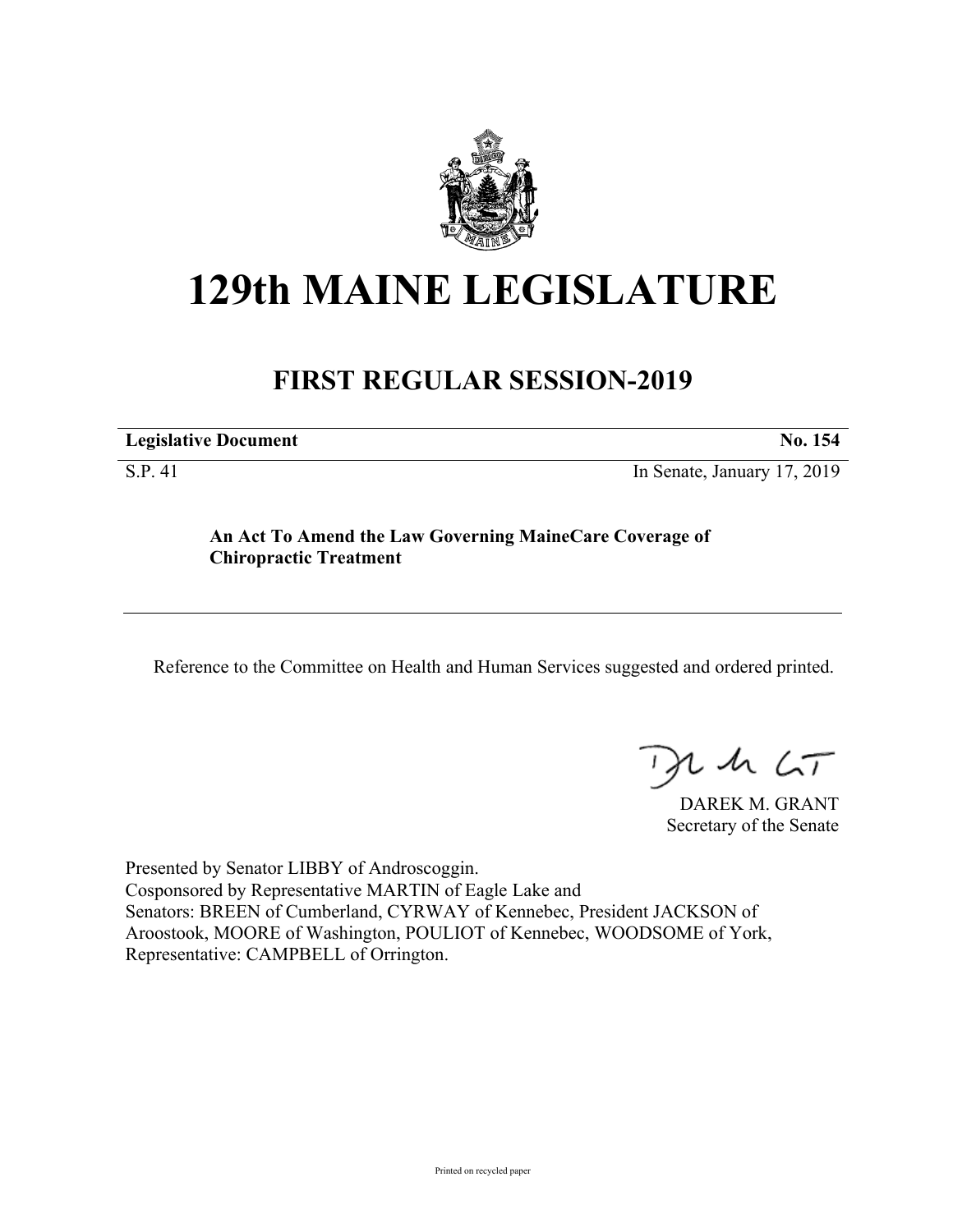# 129th MAINE LEGISLATURE

## FIRST REGULAR SESSION-2019

| **Legislative Document** | **No. 154** |
| --- | --- |
| S.P. 41 | In Senate, January 17, 2019 |

**An Act To Amend the Law Governing MaineCare Coverage of Chiropractic Treatment**

Reference to the Committee on Health and Human Services suggested and ordered printed.

DAREK M. GRANT
Secretary of the Senate

Presented by Senator LIBBY of Androscoggin.
Cosponsored by Representative MARTIN of Eagle Lake and
Senators: BREEN of Cumberland, CYRWAY of Kennebec, President JACKSON of Aroostook, MOORE of Washington, POULIOT of Kennebec, WOODSOME of York, Representative: CAMPBELL of Orrington.

Printed on recycled paper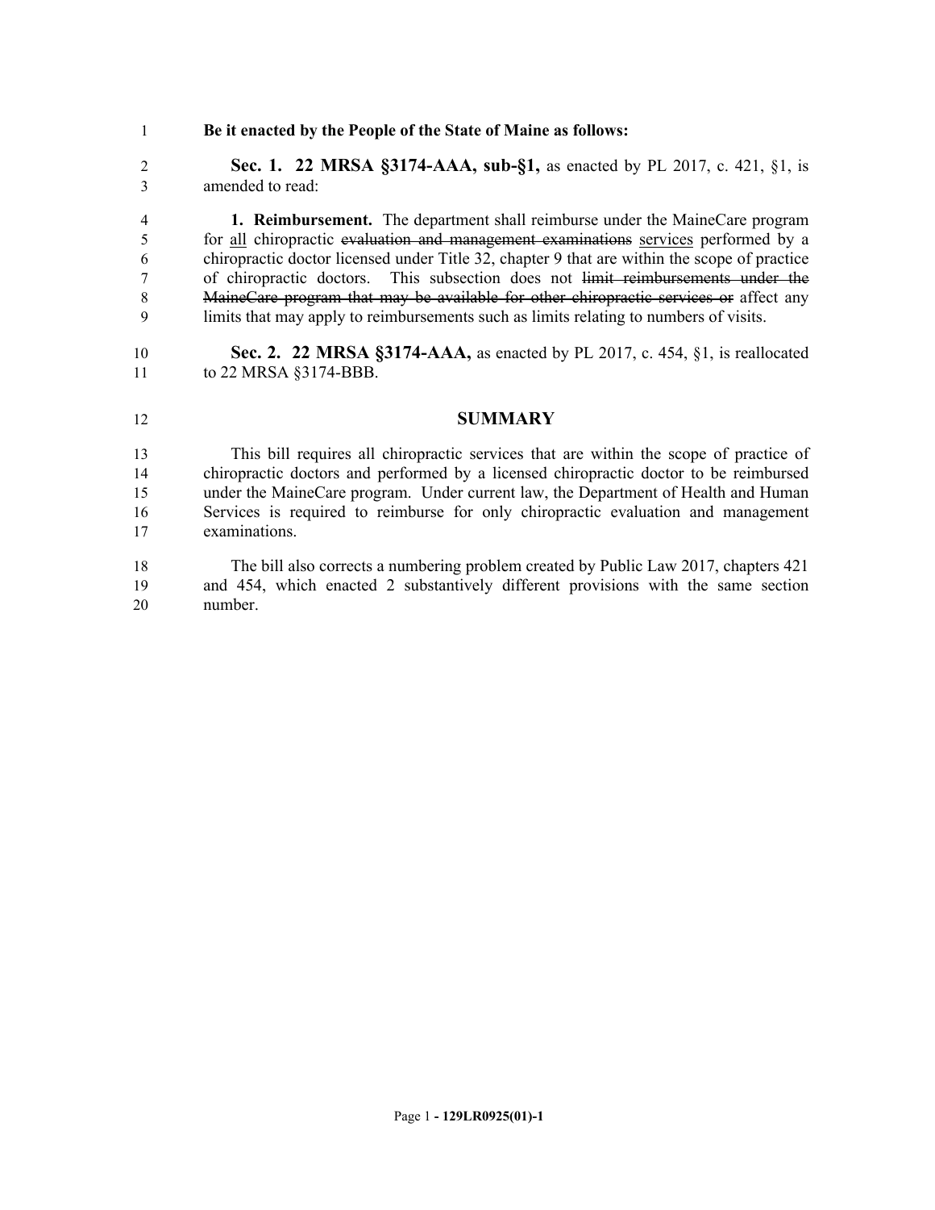**Be it enacted by the People of the State of Maine as follows:**

**Sec. 1. 22 MRSA §3174-AAA, sub-§1,** as enacted by PL 2017, c. 421, §1, is amended to read:

**1. Reimbursement.** The department shall reimburse under the MaineCare program for <u>all</u> chiropractic ~~evaluation and management examinations~~ <u>services</u> performed by a chiropractic doctor licensed under Title 32, chapter 9 that are within the scope of practice of chiropractic doctors. This subsection does not ~~limit reimbursements under the MaineCare program that may be available for other chiropractic services or~~ affect any limits that may apply to reimbursements such as limits relating to numbers of visits.

**Sec. 2. 22 MRSA §3174-AAA,** as enacted by PL 2017, c. 454, §1, is reallocated to 22 MRSA §3174-BBB.

## SUMMARY

This bill requires all chiropractic services that are within the scope of practice of chiropractic doctors and performed by a licensed chiropractic doctor to be reimbursed under the MaineCare program. Under current law, the Department of Health and Human Services is required to reimburse for only chiropractic evaluation and management examinations.

The bill also corrects a numbering problem created by Public Law 2017, chapters 421 and 454, which enacted 2 substantively different provisions with the same section number.